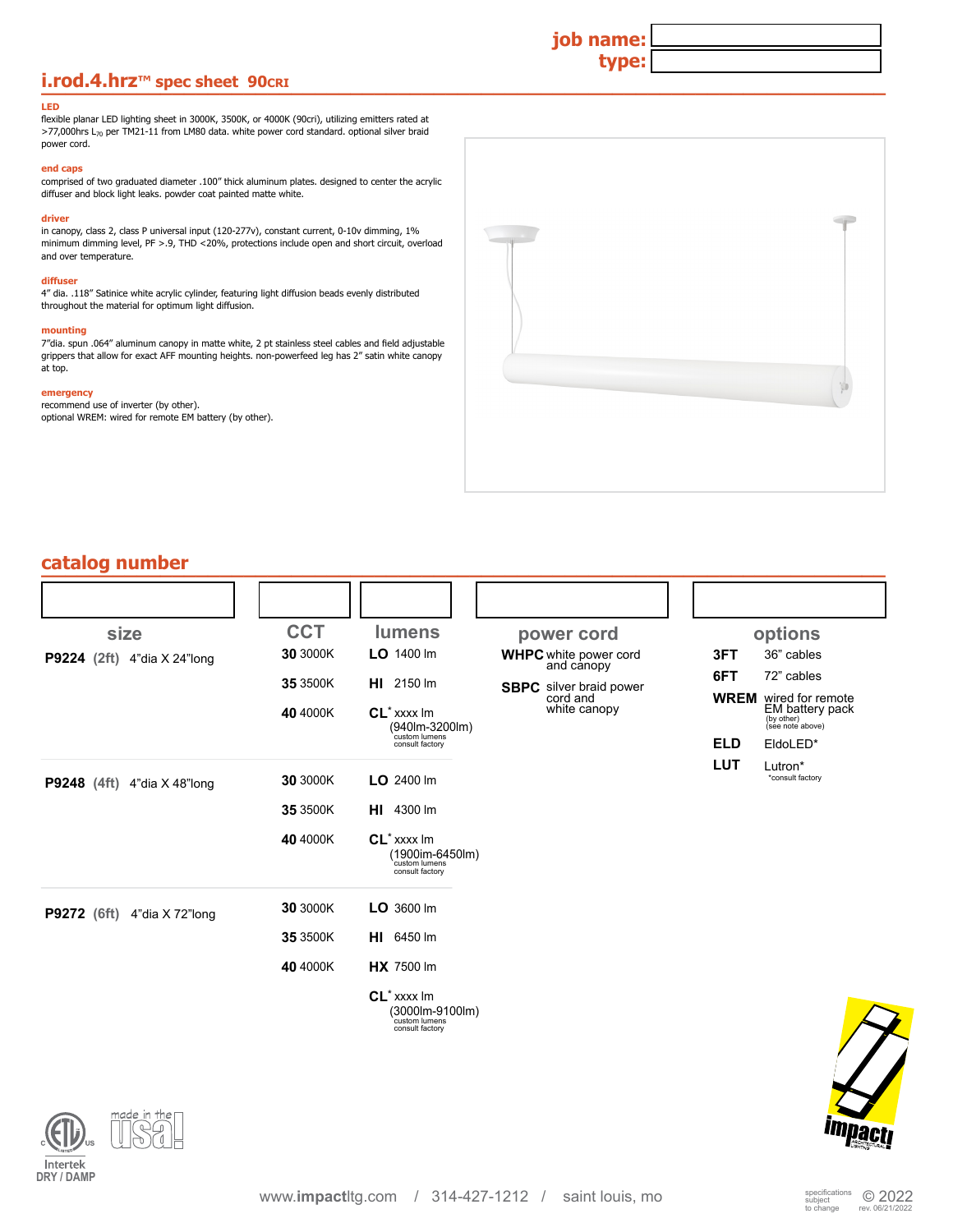job name:

type:

# i.rod.4.hrz™ spec sheet 90CRI

**LED**
flexible planar LED lighting sheet in 3000K, 3500K, or 4000K (90cri), utilizing emitters rated at >77,000hrs $L_{70}$ per TM21-11 from LM80 data. white power cord standard. optional silver braid power cord.

**end caps**
comprised of two graduated diameter .100" thick aluminum plates. designed to center the acrylic diffuser and block light leaks. powder coat painted matte white.

**driver**
in canopy, class 2, class P universal input (120-277v), constant current, 0-10v dimming, 1% minimum dimming level, PF >.9, THD <20%, protections include open and short circuit, overload and over temperature.

**diffuser**
4" dia. .118" Satinice white acrylic cylinder, featuring light diffusion beads evenly distributed throughout the material for optimum light diffusion.

**mounting**
7"dia. spun .064" aluminum canopy in matte white, 2 pt stainless steel cables and field adjustable grippers that allow for exact AFF mounting heights. non-powerfeed leg has 2" satin white canopy at top.

**emergency**
recommend use of inverter (by other).
optional WREM: wired for remote EM battery (by other).

## catalog number

| size | CCT | lumens |
|---|---|---|
| **P9224** (2ft) 4"dia X 24"long | **30** 3000K | **LO** 1400 lm |
| | **35** 3500K | **HI** 2150 lm |
| | **40** 4000K | **CL*** xxxx lm (940lm-3200lm) custom lumens consult factory |
| **P9248** (4ft) 4"dia X 48"long | **30** 3000K | **LO** 2400 lm |
| | **35** 3500K | **HI** 4300 lm |
| | **40** 4000K | **CL*** xxxx lm (1900im-6450lm) custom lumens consult factory |
| **P9272** (6ft) 4"dia X 72"long | **30** 3000K | **LO** 3600 lm |
| | **35** 3500K | **HI** 6450 lm |
| | **40** 4000K | **HX** 7500 lm |
| | | **CL*** xxxx lm (3000lm-9100lm) custom lumens consult factory |

**power cord**

- **WHPC** white power cord and canopy
- **SBPC** silver braid power cord and white canopy

**options**

- **3FT** 36" cables
- **6FT** 72" cables
- **WREM** wired for remote EM battery pack (by other) (see note above)
- **ELD** EldoLED*
- **LUT** Lutron*

*consult factory

Intertek DRY / DAMP

made in the usa!

www.impactltg.com / 314-427-1212 / saint louis, mo

specifications subject to change © 2022 rev. 06/21/2022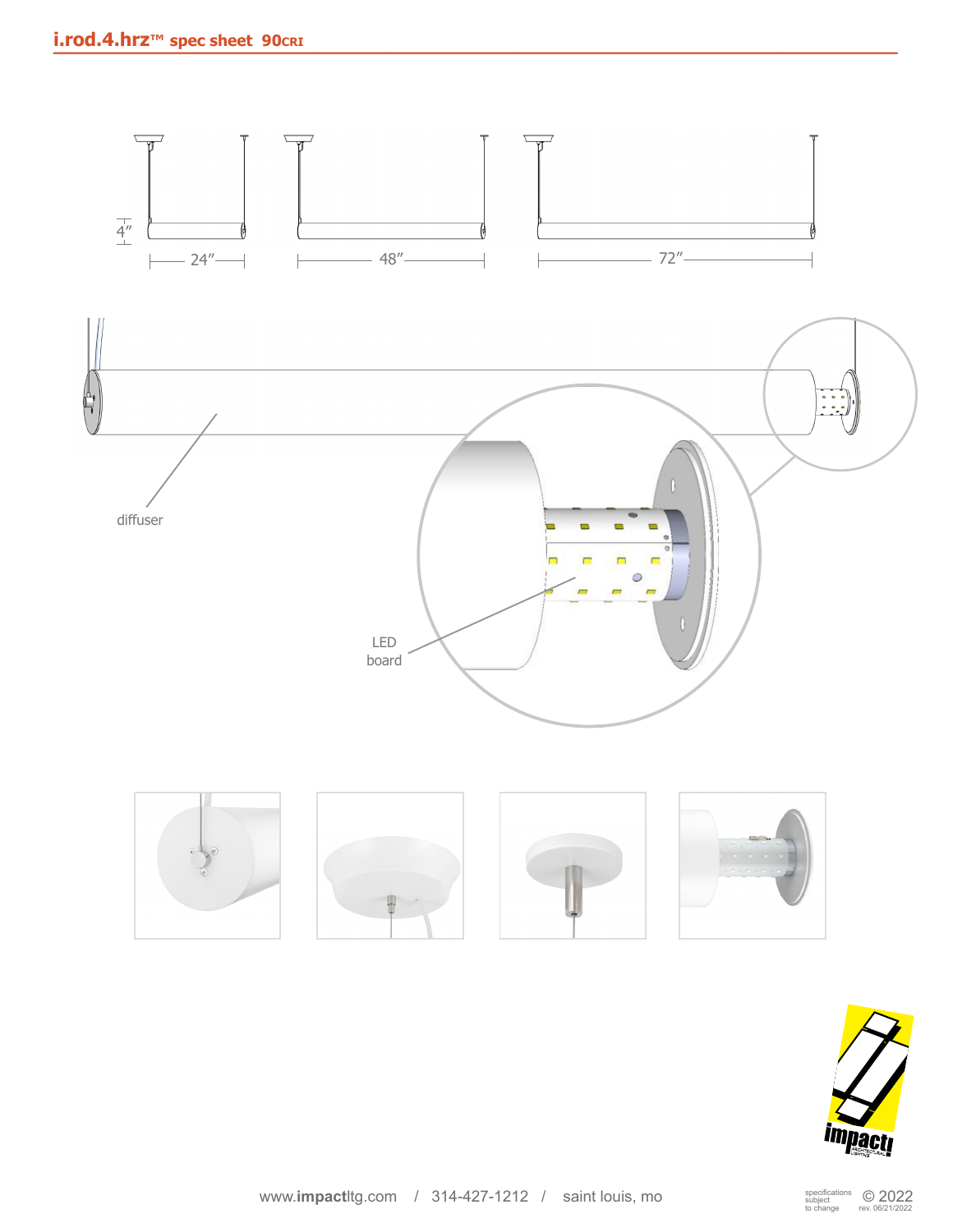# i.rod.4.hrz™ spec sheet 90CRI

4″

24″

48″

72″

diffuser

LED board

www.impactltg.com / 314-427-1212 / saint louis, mo

specifications subject to change © 2022 rev. 06/21/2022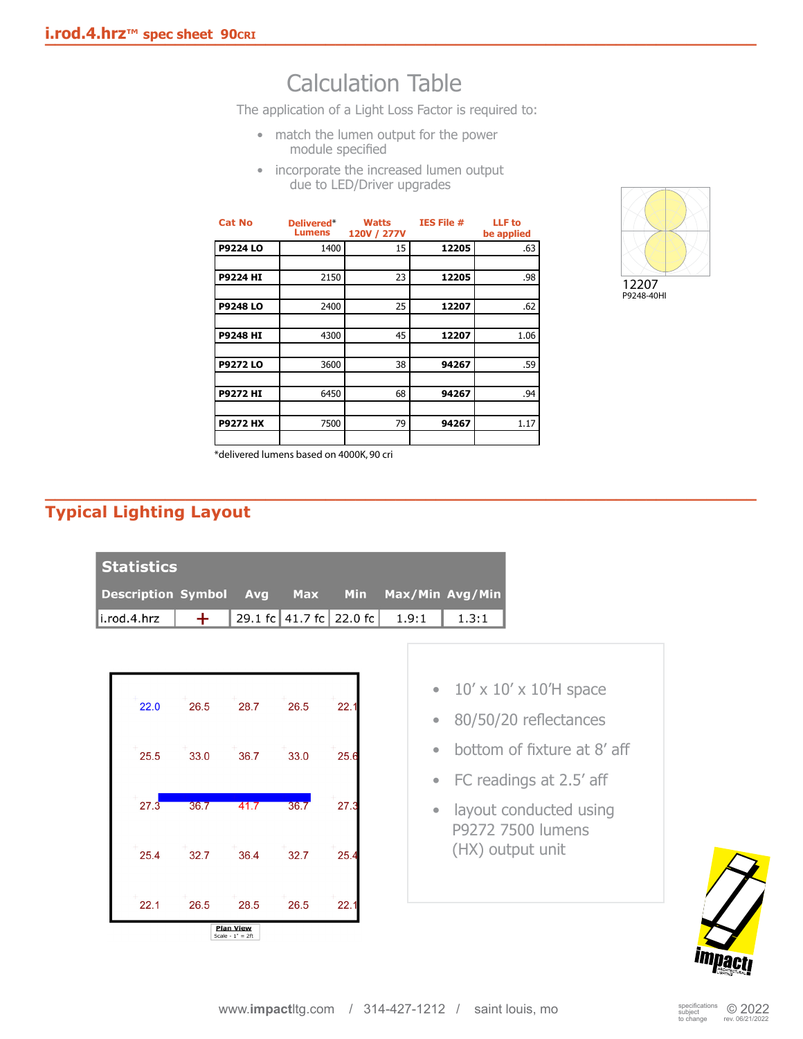# Calculation Table

The application of a Light Loss Factor is required to:

- match the lumen output for the power module specified
- incorporate the increased lumen output due to LED/Driver upgrades

| Cat No | Delivered* Lumens | Watts 120V / 277V | IES File # | LLF to be applied |
|---|---|---|---|---|
| P9224 LO | 1400 | 15 | 12205 | .63 |
| P9224 HI | 2150 | 23 | 12205 | .98 |
| P9248 LO | 2400 | 25 | 12207 | .62 |
| P9248 HI | 4300 | 45 | 12207 | 1.06 |
| P9272 LO | 3600 | 38 | 94267 | .59 |
| P9272 HI | 6450 | 68 | 94267 | .94 |
| P9272 HX | 7500 | 79 | 94267 | 1.17 |

*delivered lumens based on 4000K, 90 cri

12207
P9248-40HI

## Typical Lighting Layout

**Statistics**

| Description | Symbol | Avg | Max | Min | Max/Min | Avg/Min |
|---|---|---|---|---|---|---|
| i.rod.4.hrz | + | 29.1 fc | 41.7 fc | 22.0 fc | 1.9:1 | 1.3:1 |

22.0 26.5 28.7 26.5 22.1
25.5 33.0 36.7 33.0 25.6
27.3 36.7 41.7 36.7 27.3
25.4 32.7 36.4 32.7 25.4
22.1 26.5 28.5 26.5 22.1

Plan View
Scale - 1" = 2ft

- 10' x 10' x 10'H space
- 80/50/20 reflectances
- bottom of fixture at 8' aff
- FC readings at 2.5' aff
- layout conducted using P9272 7500 lumens (HX) output unit

www.impactltg.com / 314-427-1212 / saint louis, mo

specifications subject to change © 2022 rev. 06/21/2022